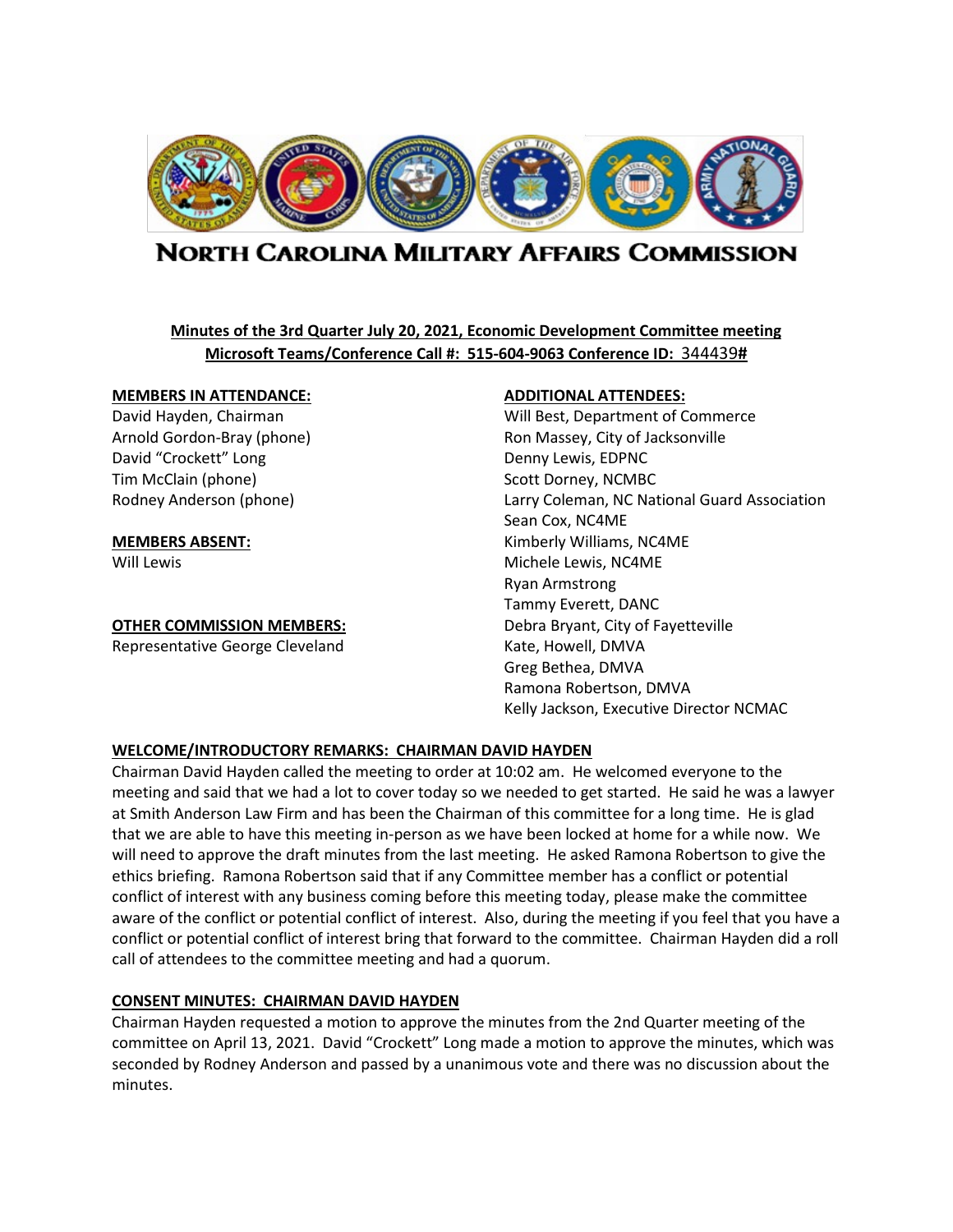# North Carolina Military Affairs Commission

**Minutes of the 3rd Quarter July 20, 2021, Economic Development Committee meeting**
**Microsoft Teams/Conference Call #: 515-604-9063 Conference ID: 344439#**

**MEMBERS IN ATTENDANCE:**
David Hayden, Chairman
Arnold Gordon-Bray (phone)
David "Crockett" Long
Tim McClain (phone)
Rodney Anderson (phone)

**MEMBERS ABSENT:**
Will Lewis

**OTHER COMMISSION MEMBERS:**
Representative George Cleveland

**ADDITIONAL ATTENDEES:**
Will Best, Department of Commerce
Ron Massey, City of Jacksonville
Denny Lewis, EDPNC
Scott Dorney, NCMBC
Larry Coleman, NC National Guard Association
Sean Cox, NC4ME
Kimberly Williams, NC4ME
Michele Lewis, NC4ME
Ryan Armstrong
Tammy Everett, DANC
Debra Bryant, City of Fayetteville
Kate, Howell, DMVA
Greg Bethea, DMVA
Ramona Robertson, DMVA
Kelly Jackson, Executive Director NCMAC

**WELCOME/INTRODUCTORY REMARKS: CHAIRMAN DAVID HAYDEN**

Chairman David Hayden called the meeting to order at 10:02 am. He welcomed everyone to the meeting and said that we had a lot to cover today so we needed to get started. He said he was a lawyer at Smith Anderson Law Firm and has been the Chairman of this committee for a long time. He is glad that we are able to have this meeting in-person as we have been locked at home for a while now. We will need to approve the draft minutes from the last meeting. He asked Ramona Robertson to give the ethics briefing. Ramona Robertson said that if any Committee member has a conflict or potential conflict of interest with any business coming before this meeting today, please make the committee aware of the conflict or potential conflict of interest. Also, during the meeting if you feel that you have a conflict or potential conflict of interest bring that forward to the committee. Chairman Hayden did a roll call of attendees to the committee meeting and had a quorum.

**CONSENT MINUTES: CHAIRMAN DAVID HAYDEN**

Chairman Hayden requested a motion to approve the minutes from the 2nd Quarter meeting of the committee on April 13, 2021. David "Crockett" Long made a motion to approve the minutes, which was seconded by Rodney Anderson and passed by a unanimous vote and there was no discussion about the minutes.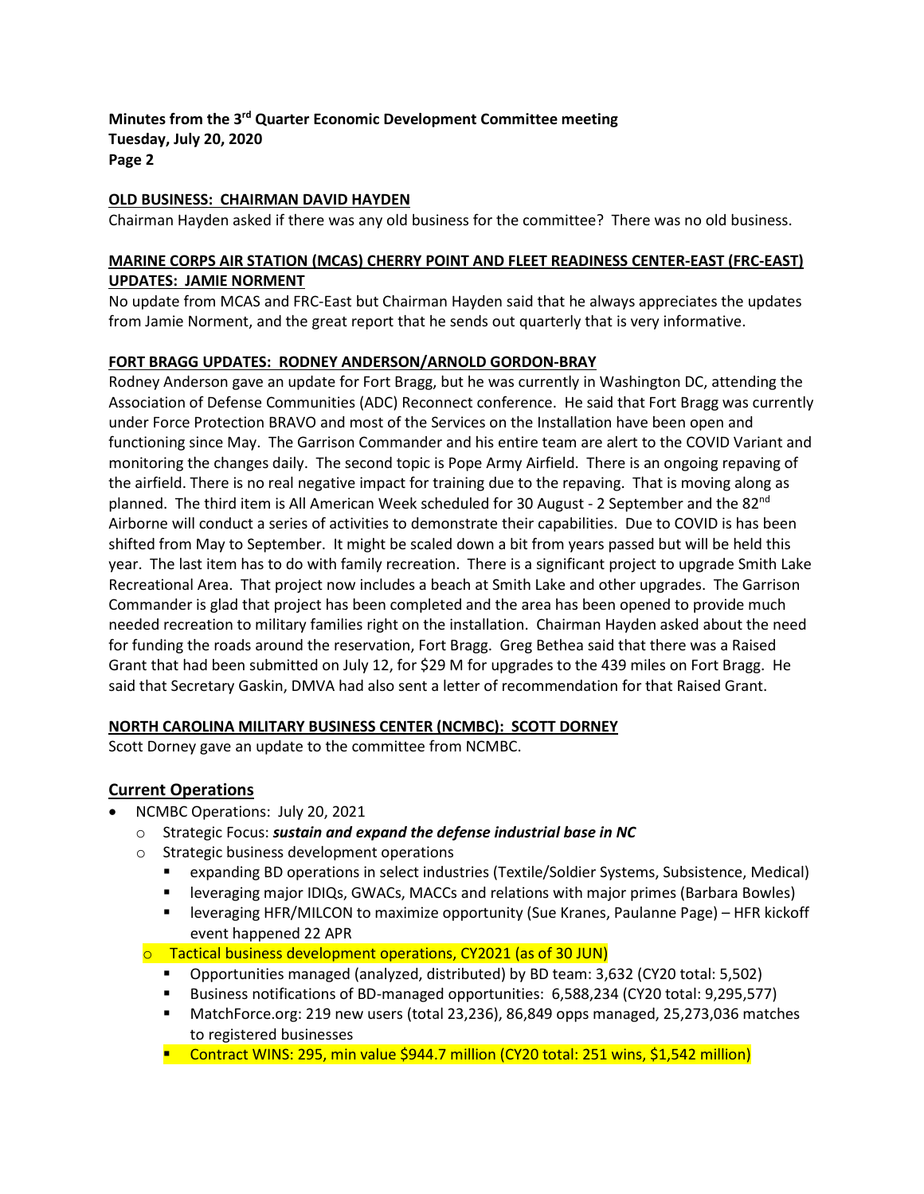**Minutes from the 3rd Quarter Economic Development Committee meeting**
**Tuesday, July 20, 2020**
**Page 2**

**OLD BUSINESS: CHAIRMAN DAVID HAYDEN**

Chairman Hayden asked if there was any old business for the committee? There was no old business.

**MARINE CORPS AIR STATION (MCAS) CHERRY POINT AND FLEET READINESS CENTER-EAST (FRC-EAST) UPDATES: JAMIE NORMENT**

No update from MCAS and FRC-East but Chairman Hayden said that he always appreciates the updates from Jamie Norment, and the great report that he sends out quarterly that is very informative.

**FORT BRAGG UPDATES: RODNEY ANDERSON/ARNOLD GORDON-BRAY**

Rodney Anderson gave an update for Fort Bragg, but he was currently in Washington DC, attending the Association of Defense Communities (ADC) Reconnect conference. He said that Fort Bragg was currently under Force Protection BRAVO and most of the Services on the Installation have been open and functioning since May. The Garrison Commander and his entire team are alert to the COVID Variant and monitoring the changes daily. The second topic is Pope Army Airfield. There is an ongoing repaving of the airfield. There is no real negative impact for training due to the repaving. That is moving along as planned. The third item is All American Week scheduled for 30 August - 2 September and the 82nd Airborne will conduct a series of activities to demonstrate their capabilities. Due to COVID is has been shifted from May to September. It might be scaled down a bit from years passed but will be held this year. The last item has to do with family recreation. There is a significant project to upgrade Smith Lake Recreational Area. That project now includes a beach at Smith Lake and other upgrades. The Garrison Commander is glad that project has been completed and the area has been opened to provide much needed recreation to military families right on the installation. Chairman Hayden asked about the need for funding the roads around the reservation, Fort Bragg. Greg Bethea said that there was a Raised Grant that had been submitted on July 12, for $29 M for upgrades to the 439 miles on Fort Bragg. He said that Secretary Gaskin, DMVA had also sent a letter of recommendation for that Raised Grant.

**NORTH CAROLINA MILITARY BUSINESS CENTER (NCMBC): SCOTT DORNEY**

Scott Dorney gave an update to the committee from NCMBC.

## Current Operations

- NCMBC Operations: July 20, 2021
  - Strategic Focus: ***sustain and expand the defense industrial base in NC***
  - Strategic business development operations
    - expanding BD operations in select industries (Textile/Soldier Systems, Subsistence, Medical)
    - leveraging major IDIQs, GWACs, MACCs and relations with major primes (Barbara Bowles)
    - leveraging HFR/MILCON to maximize opportunity (Sue Kranes, Paulanne Page) – HFR kickoff event happened 22 APR
  - Tactical business development operations, CY2021 (as of 30 JUN)
    - Opportunities managed (analyzed, distributed) by BD team: 3,632 (CY20 total: 5,502)
    - Business notifications of BD-managed opportunities: 6,588,234 (CY20 total: 9,295,577)
    - MatchForce.org: 219 new users (total 23,236), 86,849 opps managed, 25,273,036 matches to registered businesses
    - Contract WINS: 295, min value $944.7 million (CY20 total: 251 wins, $1,542 million)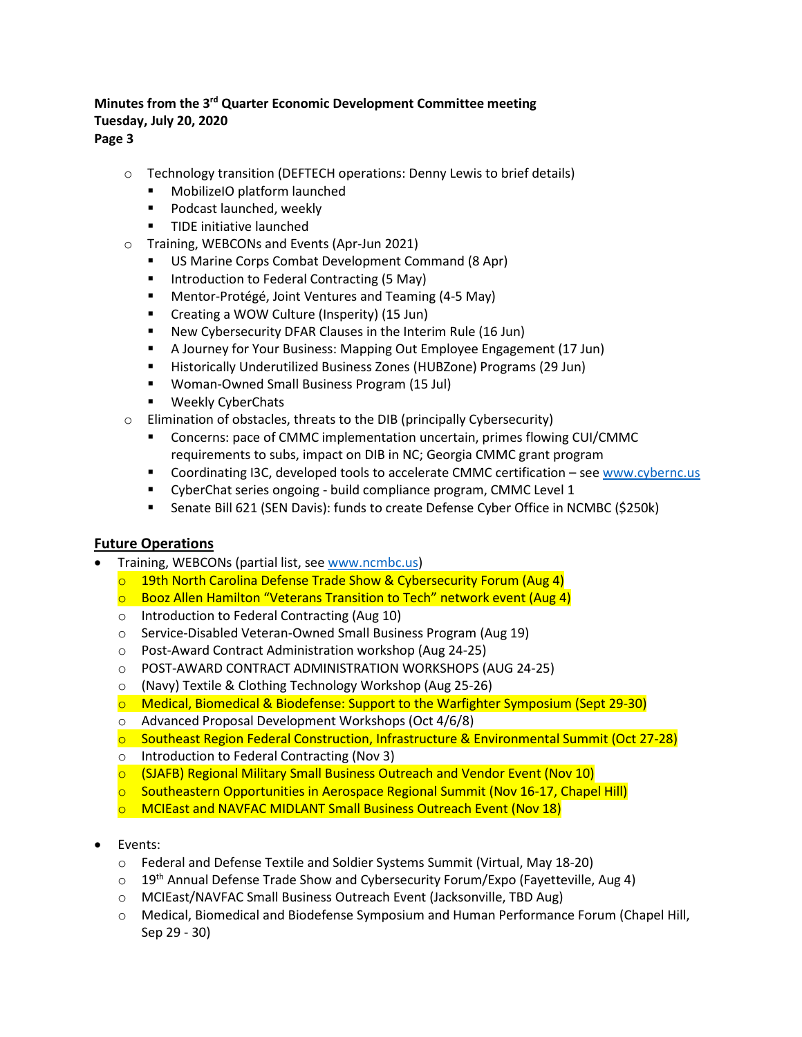- Technology transition (DEFTECH operations: Denny Lewis to brief details)
  - MobilizeIO platform launched
  - Podcast launched, weekly
  - TIDE initiative launched
- Training, WEBCONs and Events (Apr-Jun 2021)
  - US Marine Corps Combat Development Command (8 Apr)
  - Introduction to Federal Contracting (5 May)
  - Mentor-Protégé, Joint Ventures and Teaming (4-5 May)
  - Creating a WOW Culture (Insperity) (15 Jun)
  - New Cybersecurity DFAR Clauses in the Interim Rule (16 Jun)
  - A Journey for Your Business: Mapping Out Employee Engagement (17 Jun)
  - Historically Underutilized Business Zones (HUBZone) Programs (29 Jun)
  - Woman-Owned Small Business Program (15 Jul)
  - Weekly CyberChats
- Elimination of obstacles, threats to the DIB (principally Cybersecurity)
  - Concerns: pace of CMMC implementation uncertain, primes flowing CUI/CMMC requirements to subs, impact on DIB in NC; Georgia CMMC grant program
  - Coordinating I3C, developed tools to accelerate CMMC certification – see www.cybernc.us
  - CyberChat series ongoing - build compliance program, CMMC Level 1
  - Senate Bill 621 (SEN Davis): funds to create Defense Cyber Office in NCMBC ($250k)

## Future Operations

- Training, WEBCONs (partial list, see www.ncmbc.us)
  - 19th North Carolina Defense Trade Show & Cybersecurity Forum (Aug 4)
  - Booz Allen Hamilton "Veterans Transition to Tech" network event (Aug 4)
  - Introduction to Federal Contracting (Aug 10)
  - Service-Disabled Veteran-Owned Small Business Program (Aug 19)
  - Post-Award Contract Administration workshop (Aug 24-25)
  - POST-AWARD CONTRACT ADMINISTRATION WORKSHOPS (AUG 24-25)
  - (Navy) Textile & Clothing Technology Workshop (Aug 25-26)
  - Medical, Biomedical & Biodefense: Support to the Warfighter Symposium (Sept 29-30)
  - Advanced Proposal Development Workshops (Oct 4/6/8)
  - Southeast Region Federal Construction, Infrastructure & Environmental Summit (Oct 27-28)
  - Introduction to Federal Contracting (Nov 3)
  - (SJAFB) Regional Military Small Business Outreach and Vendor Event (Nov 10)
  - Southeastern Opportunities in Aerospace Regional Summit (Nov 16-17, Chapel Hill)
  - MCIEast and NAVFAC MIDLANT Small Business Outreach Event (Nov 18)

- Events:
  - Federal and Defense Textile and Soldier Systems Summit (Virtual, May 18-20)
  - 19th Annual Defense Trade Show and Cybersecurity Forum/Expo (Fayetteville, Aug 4)
  - MCIEast/NAVFAC Small Business Outreach Event (Jacksonville, TBD Aug)
  - Medical, Biomedical and Biodefense Symposium and Human Performance Forum (Chapel Hill, Sep 29 - 30)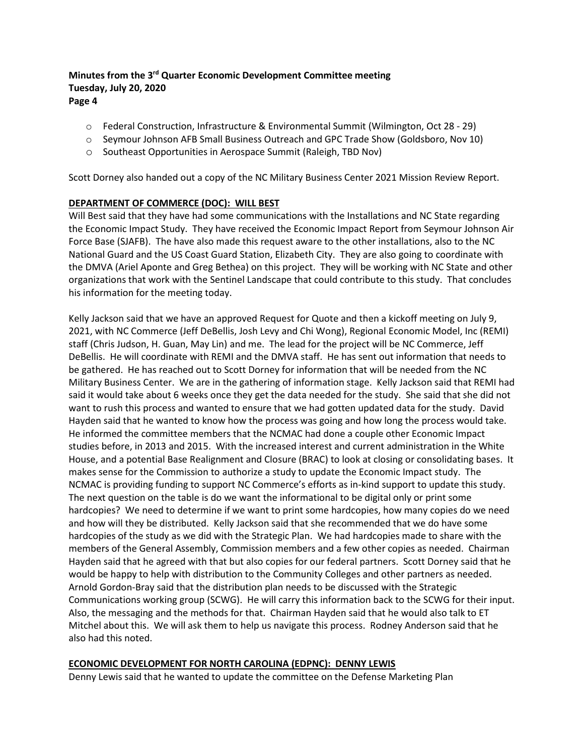- Federal Construction, Infrastructure & Environmental Summit (Wilmington, Oct 28 - 29)
- Seymour Johnson AFB Small Business Outreach and GPC Trade Show (Goldsboro, Nov 10)
- Southeast Opportunities in Aerospace Summit (Raleigh, TBD Nov)

Scott Dorney also handed out a copy of the NC Military Business Center 2021 Mission Review Report.

**DEPARTMENT OF COMMERCE (DOC): WILL BEST**

Will Best said that they have had some communications with the Installations and NC State regarding the Economic Impact Study. They have received the Economic Impact Report from Seymour Johnson Air Force Base (SJAFB). The have also made this request aware to the other installations, also to the NC National Guard and the US Coast Guard Station, Elizabeth City. They are also going to coordinate with the DMVA (Ariel Aponte and Greg Bethea) on this project. They will be working with NC State and other organizations that work with the Sentinel Landscape that could contribute to this study. That concludes his information for the meeting today.

Kelly Jackson said that we have an approved Request for Quote and then a kickoff meeting on July 9, 2021, with NC Commerce (Jeff DeBellis, Josh Levy and Chi Wong), Regional Economic Model, Inc (REMI) staff (Chris Judson, H. Guan, May Lin) and me. The lead for the project will be NC Commerce, Jeff DeBellis. He will coordinate with REMI and the DMVA staff. He has sent out information that needs to be gathered. He has reached out to Scott Dorney for information that will be needed from the NC Military Business Center. We are in the gathering of information stage. Kelly Jackson said that REMI had said it would take about 6 weeks once they get the data needed for the study. She said that she did not want to rush this process and wanted to ensure that we had gotten updated data for the study. David Hayden said that he wanted to know how the process was going and how long the process would take. He informed the committee members that the NCMAC had done a couple other Economic Impact studies before, in 2013 and 2015. With the increased interest and current administration in the White House, and a potential Base Realignment and Closure (BRAC) to look at closing or consolidating bases. It makes sense for the Commission to authorize a study to update the Economic Impact study. The NCMAC is providing funding to support NC Commerce's efforts as in-kind support to update this study. The next question on the table is do we want the informational to be digital only or print some hardcopies? We need to determine if we want to print some hardcopies, how many copies do we need and how will they be distributed. Kelly Jackson said that she recommended that we do have some hardcopies of the study as we did with the Strategic Plan. We had hardcopies made to share with the members of the General Assembly, Commission members and a few other copies as needed. Chairman Hayden said that he agreed with that but also copies for our federal partners. Scott Dorney said that he would be happy to help with distribution to the Community Colleges and other partners as needed. Arnold Gordon-Bray said that the distribution plan needs to be discussed with the Strategic Communications working group (SCWG). He will carry this information back to the SCWG for their input. Also, the messaging and the methods for that. Chairman Hayden said that he would also talk to ET Mitchel about this. We will ask them to help us navigate this process. Rodney Anderson said that he also had this noted.

**ECONOMIC DEVELOPMENT FOR NORTH CAROLINA (EDPNC): DENNY LEWIS**

Denny Lewis said that he wanted to update the committee on the Defense Marketing Plan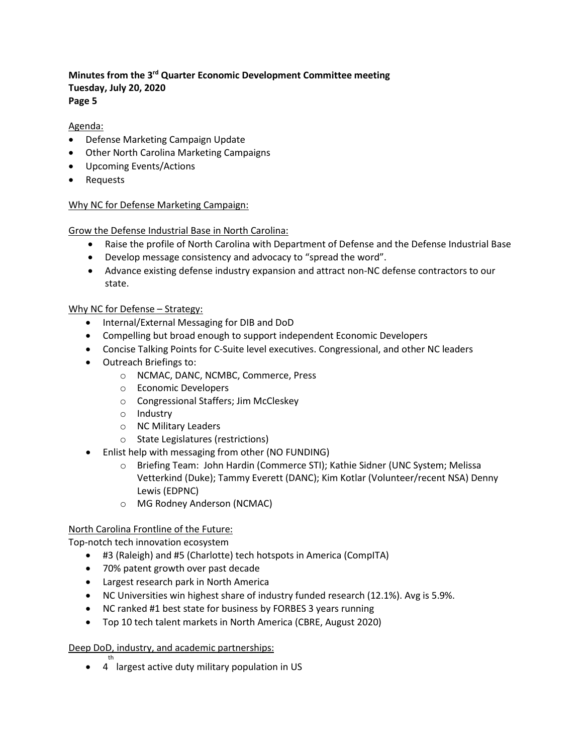**Minutes from the 3rd Quarter Economic Development Committee meeting**
**Tuesday, July 20, 2020**
**Page 5**

Agenda:

- Defense Marketing Campaign Update
- Other North Carolina Marketing Campaigns
- Upcoming Events/Actions
- Requests

Why NC for Defense Marketing Campaign:

Grow the Defense Industrial Base in North Carolina:

- Raise the profile of North Carolina with Department of Defense and the Defense Industrial Base
- Develop message consistency and advocacy to "spread the word".
- Advance existing defense industry expansion and attract non-NC defense contractors to our state.

Why NC for Defense – Strategy:

- Internal/External Messaging for DIB and DoD
- Compelling but broad enough to support independent Economic Developers
- Concise Talking Points for C-Suite level executives. Congressional, and other NC leaders
- Outreach Briefings to:
  - NCMAC, DANC, NCMBC, Commerce, Press
  - Economic Developers
  - Congressional Staffers; Jim McCleskey
  - Industry
  - NC Military Leaders
  - State Legislatures (restrictions)
- Enlist help with messaging from other (NO FUNDING)
  - Briefing Team: John Hardin (Commerce STI); Kathie Sidner (UNC System; Melissa Vetterkind (Duke); Tammy Everett (DANC); Kim Kotlar (Volunteer/recent NSA) Denny Lewis (EDPNC)
  - MG Rodney Anderson (NCMAC)

North Carolina Frontline of the Future:

Top-notch tech innovation ecosystem

- #3 (Raleigh) and #5 (Charlotte) tech hotspots in America (CompITA)
- 70% patent growth over past decade
- Largest research park in North America
- NC Universities win highest share of industry funded research (12.1%). Avg is 5.9%.
- NC ranked #1 best state for business by FORBES 3 years running
- Top 10 tech talent markets in North America (CBRE, August 2020)

Deep DoD, industry, and academic partnerships:

- 4th largest active duty military population in US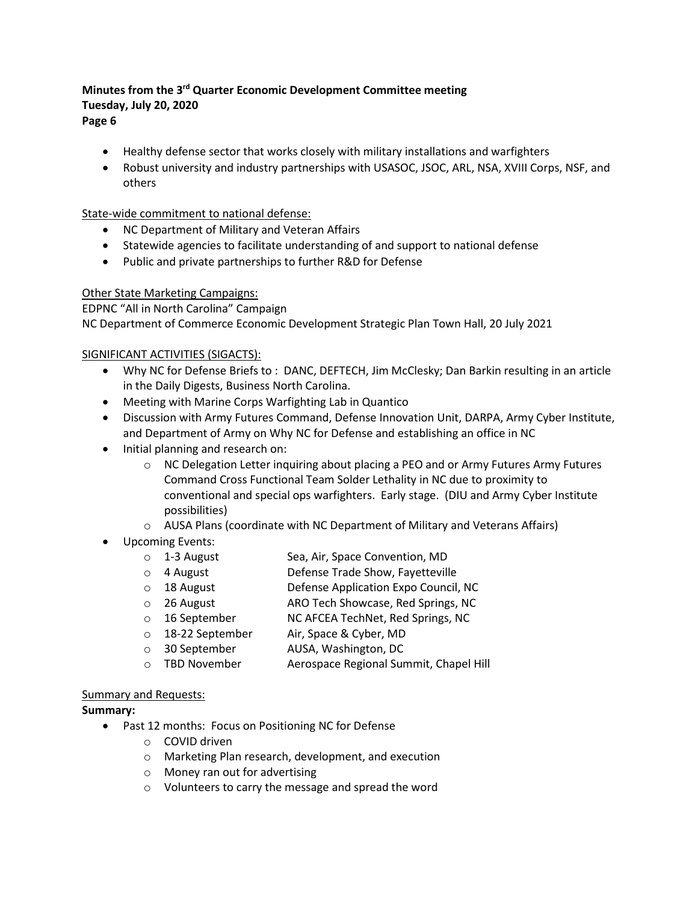- Healthy defense sector that works closely with military installations and warfighters
- Robust university and industry partnerships with USASOC, JSOC, ARL, NSA, XVIII Corps, NSF, and others

State-wide commitment to national defense:

- NC Department of Military and Veteran Affairs
- Statewide agencies to facilitate understanding of and support to national defense
- Public and private partnerships to further R&D for Defense

Other State Marketing Campaigns:

EDPNC "All in North Carolina" Campaign

NC Department of Commerce Economic Development Strategic Plan Town Hall, 20 July 2021

SIGNIFICANT ACTIVITIES (SIGACTS):

- Why NC for Defense Briefs to : DANC, DEFTECH, Jim McClesky; Dan Barkin resulting in an article in the Daily Digests, Business North Carolina.
- Meeting with Marine Corps Warfighting Lab in Quantico
- Discussion with Army Futures Command, Defense Innovation Unit, DARPA, Army Cyber Institute, and Department of Army on Why NC for Defense and establishing an office in NC
- Initial planning and research on:
  - NC Delegation Letter inquiring about placing a PEO and or Army Futures Army Futures Command Cross Functional Team Solder Lethality in NC due to proximity to conventional and special ops warfighters. Early stage. (DIU and Army Cyber Institute possibilities)
  - AUSA Plans (coordinate with NC Department of Military and Veterans Affairs)
- Upcoming Events:
  - 1-3 August — Sea, Air, Space Convention, MD
  - 4 August — Defense Trade Show, Fayetteville
  - 18 August — Defense Application Expo Council, NC
  - 26 August — ARO Tech Showcase, Red Springs, NC
  - 16 September — NC AFCEA TechNet, Red Springs, NC
  - 18-22 September — Air, Space & Cyber, MD
  - 30 September — AUSA, Washington, DC
  - TBD November — Aerospace Regional Summit, Chapel Hill

Summary and Requests:

**Summary:**

- Past 12 months: Focus on Positioning NC for Defense
  - COVID driven
  - Marketing Plan research, development, and execution
  - Money ran out for advertising
  - Volunteers to carry the message and spread the word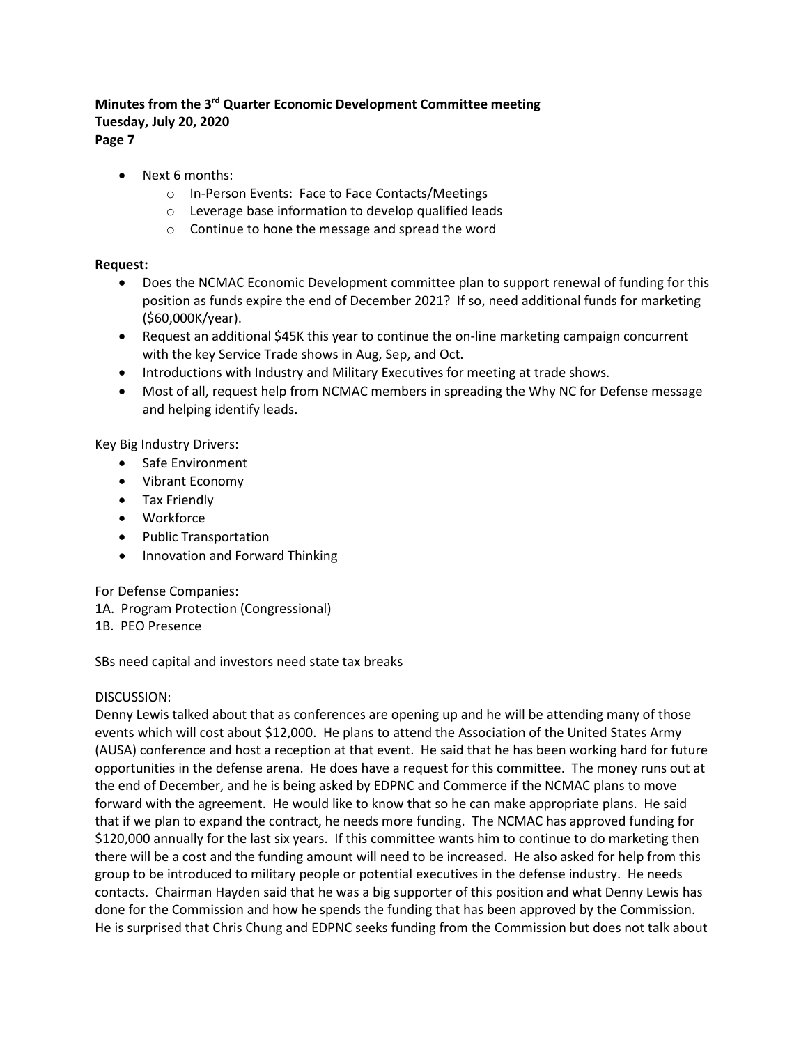- Next 6 months:
  - In-Person Events: Face to Face Contacts/Meetings
  - Leverage base information to develop qualified leads
  - Continue to hone the message and spread the word

**Request:**

- Does the NCMAC Economic Development committee plan to support renewal of funding for this position as funds expire the end of December 2021? If so, need additional funds for marketing ($60,000K/year).
- Request an additional $45K this year to continue the on-line marketing campaign concurrent with the key Service Trade shows in Aug, Sep, and Oct.
- Introductions with Industry and Military Executives for meeting at trade shows.
- Most of all, request help from NCMAC members in spreading the Why NC for Defense message and helping identify leads.

Key Big Industry Drivers:

- Safe Environment
- Vibrant Economy
- Tax Friendly
- Workforce
- Public Transportation
- Innovation and Forward Thinking

For Defense Companies:
1A. Program Protection (Congressional)
1B. PEO Presence

SBs need capital and investors need state tax breaks

DISCUSSION:
Denny Lewis talked about that as conferences are opening up and he will be attending many of those events which will cost about $12,000. He plans to attend the Association of the United States Army (AUSA) conference and host a reception at that event. He said that he has been working hard for future opportunities in the defense arena. He does have a request for this committee. The money runs out at the end of December, and he is being asked by EDPNC and Commerce if the NCMAC plans to move forward with the agreement. He would like to know that so he can make appropriate plans. He said that if we plan to expand the contract, he needs more funding. The NCMAC has approved funding for $120,000 annually for the last six years. If this committee wants him to continue to do marketing then there will be a cost and the funding amount will need to be increased. He also asked for help from this group to be introduced to military people or potential executives in the defense industry. He needs contacts. Chairman Hayden said that he was a big supporter of this position and what Denny Lewis has done for the Commission and how he spends the funding that has been approved by the Commission. He is surprised that Chris Chung and EDPNC seeks funding from the Commission but does not talk about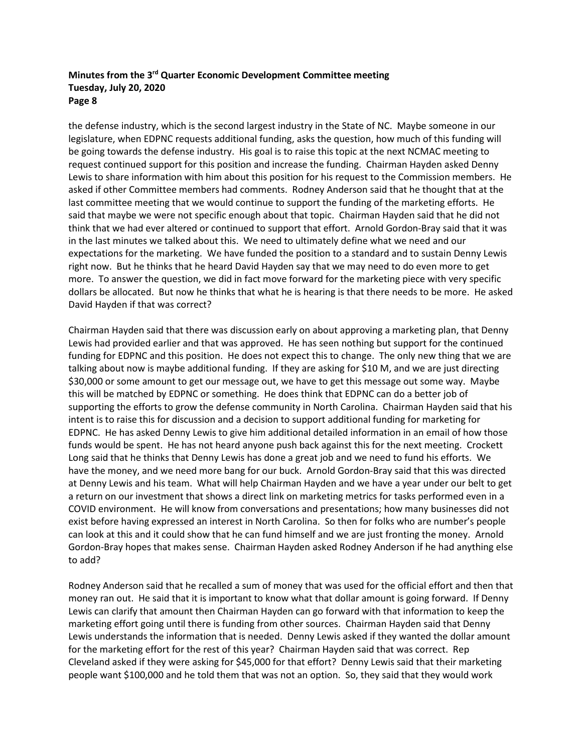the defense industry, which is the second largest industry in the State of NC. Maybe someone in our legislature, when EDPNC requests additional funding, asks the question, how much of this funding will be going towards the defense industry. His goal is to raise this topic at the next NCMAC meeting to request continued support for this position and increase the funding. Chairman Hayden asked Denny Lewis to share information with him about this position for his request to the Commission members. He asked if other Committee members had comments. Rodney Anderson said that he thought that at the last committee meeting that we would continue to support the funding of the marketing efforts. He said that maybe we were not specific enough about that topic. Chairman Hayden said that he did not think that we had ever altered or continued to support that effort. Arnold Gordon-Bray said that it was in the last minutes we talked about this. We need to ultimately define what we need and our expectations for the marketing. We have funded the position to a standard and to sustain Denny Lewis right now. But he thinks that he heard David Hayden say that we may need to do even more to get more. To answer the question, we did in fact move forward for the marketing piece with very specific dollars be allocated. But now he thinks that what he is hearing is that there needs to be more. He asked David Hayden if that was correct?

Chairman Hayden said that there was discussion early on about approving a marketing plan, that Denny Lewis had provided earlier and that was approved. He has seen nothing but support for the continued funding for EDPNC and this position. He does not expect this to change. The only new thing that we are talking about now is maybe additional funding. If they are asking for \$10 M, and we are just directing \$30,000 or some amount to get our message out, we have to get this message out some way. Maybe this will be matched by EDPNC or something. He does think that EDPNC can do a better job of supporting the efforts to grow the defense community in North Carolina. Chairman Hayden said that his intent is to raise this for discussion and a decision to support additional funding for marketing for EDPNC. He has asked Denny Lewis to give him additional detailed information in an email of how those funds would be spent. He has not heard anyone push back against this for the next meeting. Crockett Long said that he thinks that Denny Lewis has done a great job and we need to fund his efforts. We have the money, and we need more bang for our buck. Arnold Gordon-Bray said that this was directed at Denny Lewis and his team. What will help Chairman Hayden and we have a year under our belt to get a return on our investment that shows a direct link on marketing metrics for tasks performed even in a COVID environment. He will know from conversations and presentations; how many businesses did not exist before having expressed an interest in North Carolina. So then for folks who are number's people can look at this and it could show that he can fund himself and we are just fronting the money. Arnold Gordon-Bray hopes that makes sense. Chairman Hayden asked Rodney Anderson if he had anything else to add?

Rodney Anderson said that he recalled a sum of money that was used for the official effort and then that money ran out. He said that it is important to know what that dollar amount is going forward. If Denny Lewis can clarify that amount then Chairman Hayden can go forward with that information to keep the marketing effort going until there is funding from other sources. Chairman Hayden said that Denny Lewis understands the information that is needed. Denny Lewis asked if they wanted the dollar amount for the marketing effort for the rest of this year? Chairman Hayden said that was correct. Rep Cleveland asked if they were asking for \$45,000 for that effort? Denny Lewis said that their marketing people want \$100,000 and he told them that was not an option. So, they said that they would work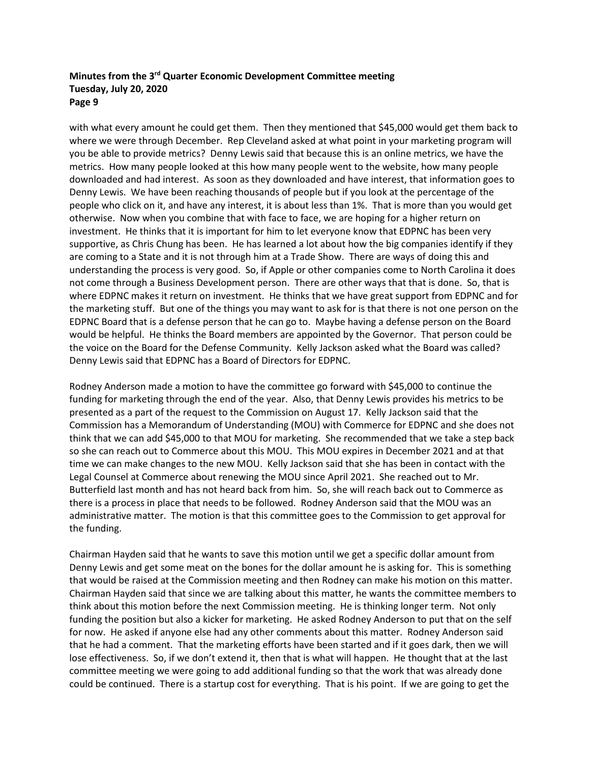with what every amount he could get them. Then they mentioned that $45,000 would get them back to where we were through December. Rep Cleveland asked at what point in your marketing program will you be able to provide metrics? Denny Lewis said that because this is an online metrics, we have the metrics. How many people looked at this how many people went to the website, how many people downloaded and had interest. As soon as they downloaded and have interest, that information goes to Denny Lewis. We have been reaching thousands of people but if you look at the percentage of the people who click on it, and have any interest, it is about less than 1%. That is more than you would get otherwise. Now when you combine that with face to face, we are hoping for a higher return on investment. He thinks that it is important for him to let everyone know that EDPNC has been very supportive, as Chris Chung has been. He has learned a lot about how the big companies identify if they are coming to a State and it is not through him at a Trade Show. There are ways of doing this and understanding the process is very good. So, if Apple or other companies come to North Carolina it does not come through a Business Development person. There are other ways that that is done. So, that is where EDPNC makes it return on investment. He thinks that we have great support from EDPNC and for the marketing stuff. But one of the things you may want to ask for is that there is not one person on the EDPNC Board that is a defense person that he can go to. Maybe having a defense person on the Board would be helpful. He thinks the Board members are appointed by the Governor. That person could be the voice on the Board for the Defense Community. Kelly Jackson asked what the Board was called? Denny Lewis said that EDPNC has a Board of Directors for EDPNC.

Rodney Anderson made a motion to have the committee go forward with $45,000 to continue the funding for marketing through the end of the year. Also, that Denny Lewis provides his metrics to be presented as a part of the request to the Commission on August 17. Kelly Jackson said that the Commission has a Memorandum of Understanding (MOU) with Commerce for EDPNC and she does not think that we can add $45,000 to that MOU for marketing. She recommended that we take a step back so she can reach out to Commerce about this MOU. This MOU expires in December 2021 and at that time we can make changes to the new MOU. Kelly Jackson said that she has been in contact with the Legal Counsel at Commerce about renewing the MOU since April 2021. She reached out to Mr. Butterfield last month and has not heard back from him. So, she will reach back out to Commerce as there is a process in place that needs to be followed. Rodney Anderson said that the MOU was an administrative matter. The motion is that this committee goes to the Commission to get approval for the funding.

Chairman Hayden said that he wants to save this motion until we get a specific dollar amount from Denny Lewis and get some meat on the bones for the dollar amount he is asking for. This is something that would be raised at the Commission meeting and then Rodney can make his motion on this matter. Chairman Hayden said that since we are talking about this matter, he wants the committee members to think about this motion before the next Commission meeting. He is thinking longer term. Not only funding the position but also a kicker for marketing. He asked Rodney Anderson to put that on the self for now. He asked if anyone else had any other comments about this matter. Rodney Anderson said that he had a comment. That the marketing efforts have been started and if it goes dark, then we will lose effectiveness. So, if we don't extend it, then that is what will happen. He thought that at the last committee meeting we were going to add additional funding so that the work that was already done could be continued. There is a startup cost for everything. That is his point. If we are going to get the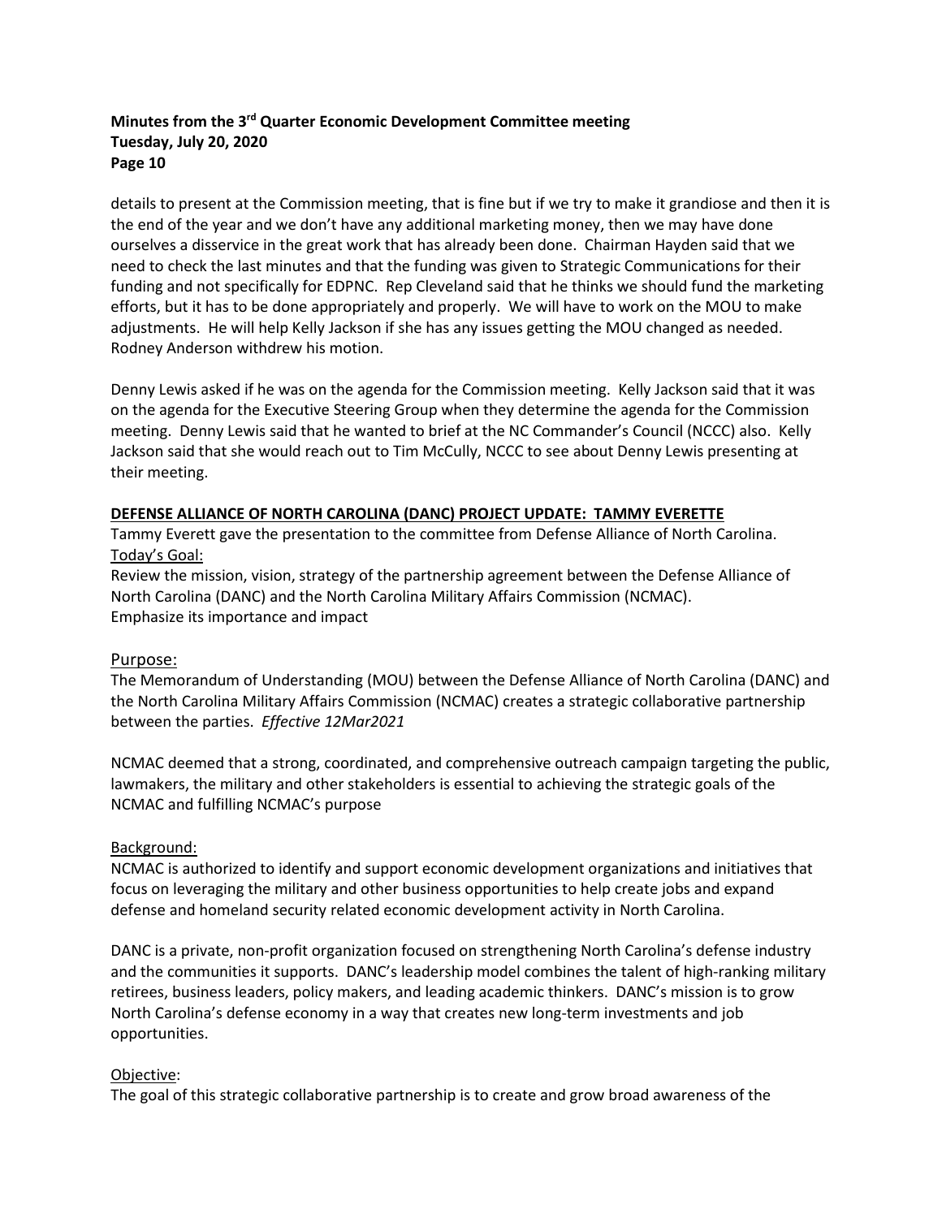details to present at the Commission meeting, that is fine but if we try to make it grandiose and then it is the end of the year and we don't have any additional marketing money, then we may have done ourselves a disservice in the great work that has already been done. Chairman Hayden said that we need to check the last minutes and that the funding was given to Strategic Communications for their funding and not specifically for EDPNC. Rep Cleveland said that he thinks we should fund the marketing efforts, but it has to be done appropriately and properly. We will have to work on the MOU to make adjustments. He will help Kelly Jackson if she has any issues getting the MOU changed as needed. Rodney Anderson withdrew his motion.

Denny Lewis asked if he was on the agenda for the Commission meeting. Kelly Jackson said that it was on the agenda for the Executive Steering Group when they determine the agenda for the Commission meeting. Denny Lewis said that he wanted to brief at the NC Commander's Council (NCCC) also. Kelly Jackson said that she would reach out to Tim McCully, NCCC to see about Denny Lewis presenting at their meeting.

**DEFENSE ALLIANCE OF NORTH CAROLINA (DANC) PROJECT UPDATE: TAMMY EVERETTE**

Tammy Everett gave the presentation to the committee from Defense Alliance of North Carolina.

Today's Goal:

Review the mission, vision, strategy of the partnership agreement between the Defense Alliance of North Carolina (DANC) and the North Carolina Military Affairs Commission (NCMAC).
Emphasize its importance and impact

## Purpose:

The Memorandum of Understanding (MOU) between the Defense Alliance of North Carolina (DANC) and the North Carolina Military Affairs Commission (NCMAC) creates a strategic collaborative partnership between the parties. *Effective 12Mar2021*

NCMAC deemed that a strong, coordinated, and comprehensive outreach campaign targeting the public, lawmakers, the military and other stakeholders is essential to achieving the strategic goals of the NCMAC and fulfilling NCMAC's purpose

Background:

NCMAC is authorized to identify and support economic development organizations and initiatives that focus on leveraging the military and other business opportunities to help create jobs and expand defense and homeland security related economic development activity in North Carolina.

DANC is a private, non-profit organization focused on strengthening North Carolina's defense industry and the communities it supports. DANC's leadership model combines the talent of high-ranking military retirees, business leaders, policy makers, and leading academic thinkers. DANC's mission is to grow North Carolina's defense economy in a way that creates new long-term investments and job opportunities.

Objective:

The goal of this strategic collaborative partnership is to create and grow broad awareness of the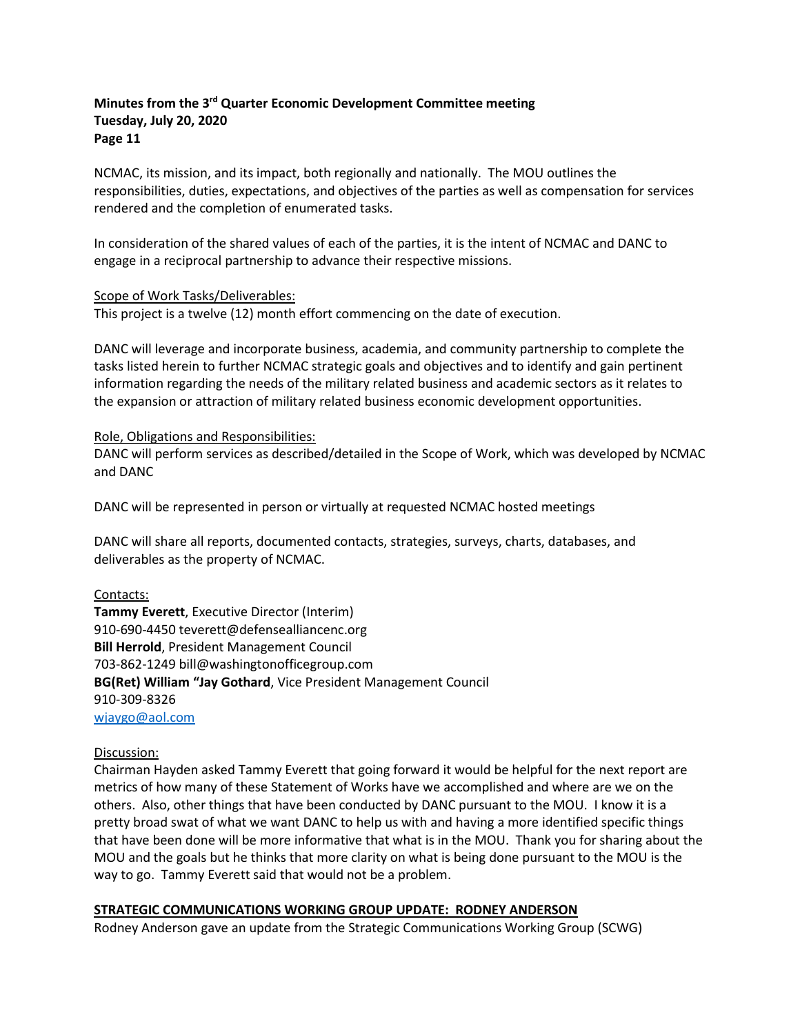NCMAC, its mission, and its impact, both regionally and nationally. The MOU outlines the responsibilities, duties, expectations, and objectives of the parties as well as compensation for services rendered and the completion of enumerated tasks.

In consideration of the shared values of each of the parties, it is the intent of NCMAC and DANC to engage in a reciprocal partnership to advance their respective missions.

Scope of Work Tasks/Deliverables:
This project is a twelve (12) month effort commencing on the date of execution.

DANC will leverage and incorporate business, academia, and community partnership to complete the tasks listed herein to further NCMAC strategic goals and objectives and to identify and gain pertinent information regarding the needs of the military related business and academic sectors as it relates to the expansion or attraction of military related business economic development opportunities.

Role, Obligations and Responsibilities:
DANC will perform services as described/detailed in the Scope of Work, which was developed by NCMAC and DANC

DANC will be represented in person or virtually at requested NCMAC hosted meetings

DANC will share all reports, documented contacts, strategies, surveys, charts, databases, and deliverables as the property of NCMAC.

Contacts:
**Tammy Everett**, Executive Director (Interim)
910-690-4450 teverett@defensealliancenc.org
**Bill Herrold**, President Management Council
703-862-1249 bill@washingtonofficegroup.com
**BG(Ret) William "Jay Gothard**, Vice President Management Council
910-309-8326
wjaygo@aol.com

Discussion:
Chairman Hayden asked Tammy Everett that going forward it would be helpful for the next report are metrics of how many of these Statement of Works have we accomplished and where are we on the others. Also, other things that have been conducted by DANC pursuant to the MOU. I know it is a pretty broad swat of what we want DANC to help us with and having a more identified specific things that have been done will be more informative that what is in the MOU. Thank you for sharing about the MOU and the goals but he thinks that more clarity on what is being done pursuant to the MOU is the way to go. Tammy Everett said that would not be a problem.

**STRATEGIC COMMUNICATIONS WORKING GROUP UPDATE: RODNEY ANDERSON**

Rodney Anderson gave an update from the Strategic Communications Working Group (SCWG)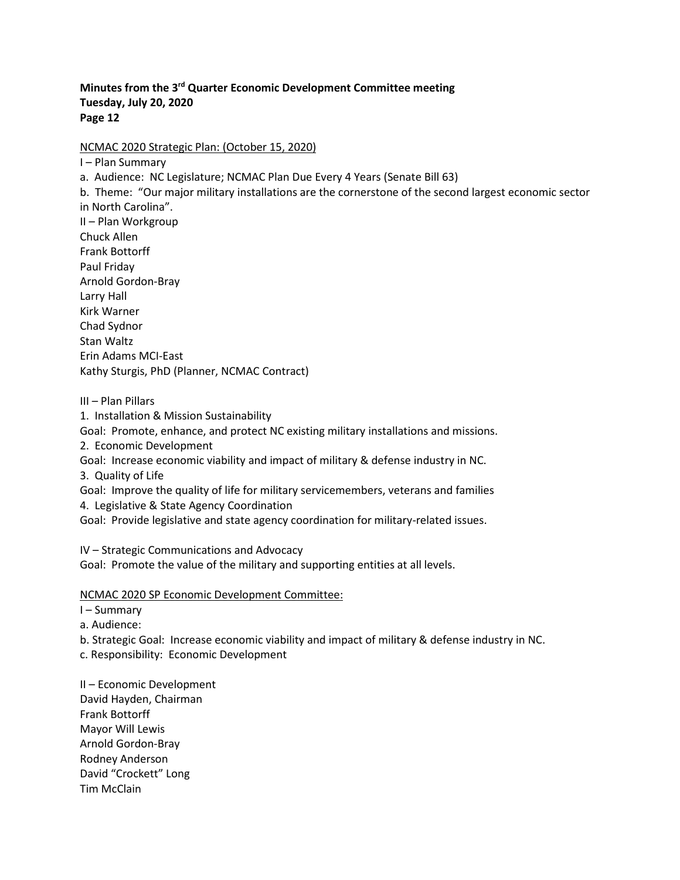NCMAC 2020 Strategic Plan: (October 15, 2020)

I – Plan Summary

a. Audience: NC Legislature; NCMAC Plan Due Every 4 Years (Senate Bill 63)

b. Theme: "Our major military installations are the cornerstone of the second largest economic sector in North Carolina".

II – Plan Workgroup

Chuck Allen
Frank Bottorff
Paul Friday
Arnold Gordon-Bray
Larry Hall
Kirk Warner
Chad Sydnor
Stan Waltz
Erin Adams MCI-East
Kathy Sturgis, PhD (Planner, NCMAC Contract)

III – Plan Pillars

1. Installation & Mission Sustainability
Goal: Promote, enhance, and protect NC existing military installations and missions.
2. Economic Development
Goal: Increase economic viability and impact of military & defense industry in NC.
3. Quality of Life
Goal: Improve the quality of life for military servicemembers, veterans and families
4. Legislative & State Agency Coordination
Goal: Provide legislative and state agency coordination for military-related issues.

IV – Strategic Communications and Advocacy

Goal: Promote the value of the military and supporting entities at all levels.

NCMAC 2020 SP Economic Development Committee:

I – Summary

a. Audience:

b. Strategic Goal: Increase economic viability and impact of military & defense industry in NC.

c. Responsibility: Economic Development

II – Economic Development

David Hayden, Chairman
Frank Bottorff
Mayor Will Lewis
Arnold Gordon-Bray
Rodney Anderson
David "Crockett" Long
Tim McClain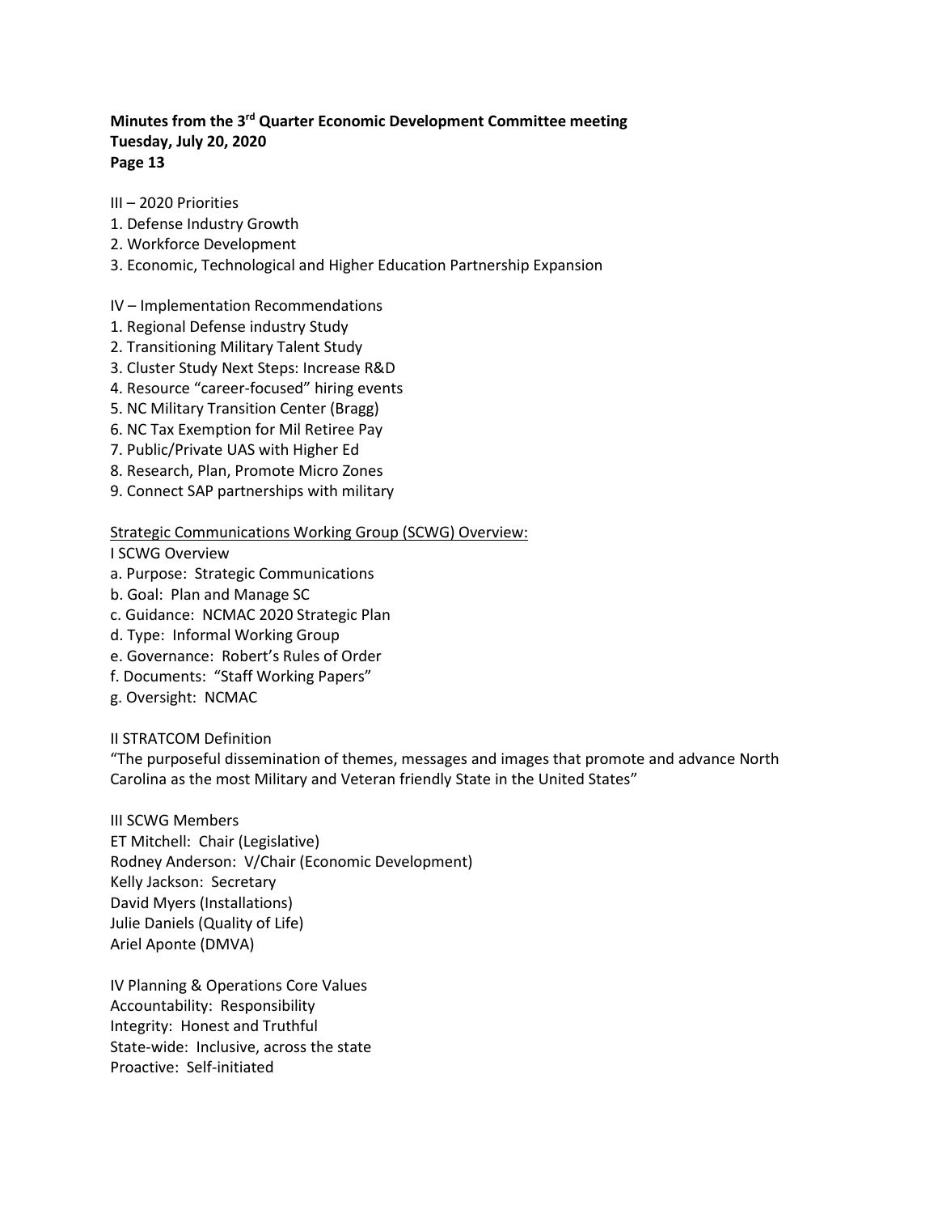**Minutes from the 3rd Quarter Economic Development Committee meeting**
**Tuesday, July 20, 2020**
**Page 13**

III – 2020 Priorities
1. Defense Industry Growth
2. Workforce Development
3. Economic, Technological and Higher Education Partnership Expansion

IV – Implementation Recommendations
1. Regional Defense industry Study
2. Transitioning Military Talent Study
3. Cluster Study Next Steps: Increase R&D
4. Resource "career-focused" hiring events
5. NC Military Transition Center (Bragg)
6. NC Tax Exemption for Mil Retiree Pay
7. Public/Private UAS with Higher Ed
8. Research, Plan, Promote Micro Zones
9. Connect SAP partnerships with military

<u>Strategic Communications Working Group (SCWG) Overview:</u>

I SCWG Overview
a. Purpose: Strategic Communications
b. Goal: Plan and Manage SC
c. Guidance: NCMAC 2020 Strategic Plan
d. Type: Informal Working Group
e. Governance: Robert's Rules of Order
f. Documents: "Staff Working Papers"
g. Oversight: NCMAC

II STRATCOM Definition
"The purposeful dissemination of themes, messages and images that promote and advance North Carolina as the most Military and Veteran friendly State in the United States"

III SCWG Members
ET Mitchell: Chair (Legislative)
Rodney Anderson: V/Chair (Economic Development)
Kelly Jackson: Secretary
David Myers (Installations)
Julie Daniels (Quality of Life)
Ariel Aponte (DMVA)

IV Planning & Operations Core Values
Accountability: Responsibility
Integrity: Honest and Truthful
State-wide: Inclusive, across the state
Proactive: Self-initiated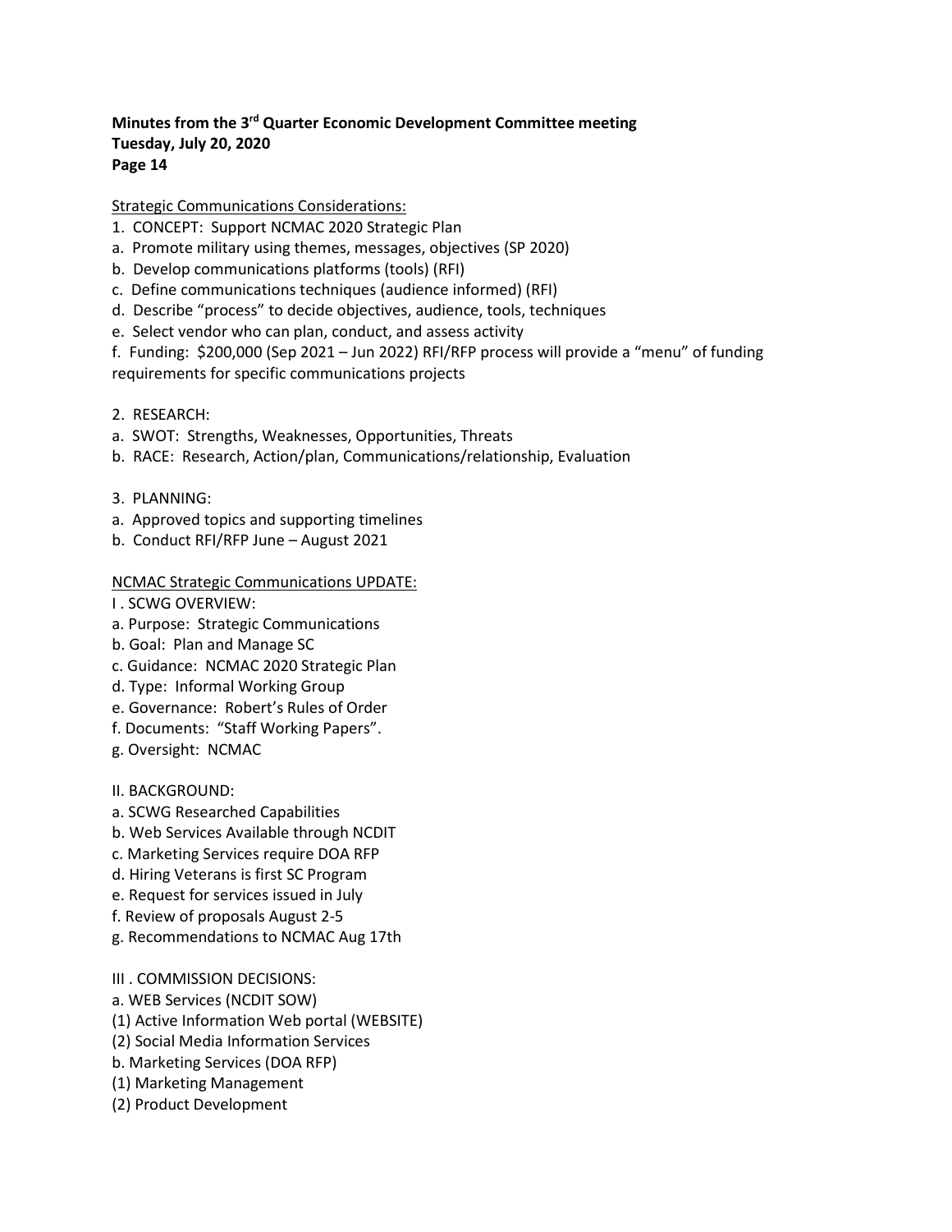**Minutes from the 3rd Quarter Economic Development Committee meeting**
**Tuesday, July 20, 2020**

<u>Strategic Communications Considerations:</u>

1. CONCEPT: Support NCMAC 2020 Strategic Plan
a. Promote military using themes, messages, objectives (SP 2020)
b. Develop communications platforms (tools) (RFI)
c. Define communications techniques (audience informed) (RFI)
d. Describe "process" to decide objectives, audience, tools, techniques
e. Select vendor who can plan, conduct, and assess activity
f. Funding: $200,000 (Sep 2021 – Jun 2022) RFI/RFP process will provide a "menu" of funding requirements for specific communications projects

2. RESEARCH:
a. SWOT: Strengths, Weaknesses, Opportunities, Threats
b. RACE: Research, Action/plan, Communications/relationship, Evaluation

3. PLANNING:
a. Approved topics and supporting timelines
b. Conduct RFI/RFP June – August 2021

<u>NCMAC Strategic Communications UPDATE:</u>

I . SCWG OVERVIEW:
a. Purpose: Strategic Communications
b. Goal: Plan and Manage SC
c. Guidance: NCMAC 2020 Strategic Plan
d. Type: Informal Working Group
e. Governance: Robert's Rules of Order
f. Documents: "Staff Working Papers".
g. Oversight: NCMAC

II. BACKGROUND:
a. SCWG Researched Capabilities
b. Web Services Available through NCDIT
c. Marketing Services require DOA RFP
d. Hiring Veterans is first SC Program
e. Request for services issued in July
f. Review of proposals August 2-5
g. Recommendations to NCMAC Aug 17th

III . COMMISSION DECISIONS:
a. WEB Services (NCDIT SOW)
(1) Active Information Web portal (WEBSITE)
(2) Social Media Information Services
b. Marketing Services (DOA RFP)
(1) Marketing Management
(2) Product Development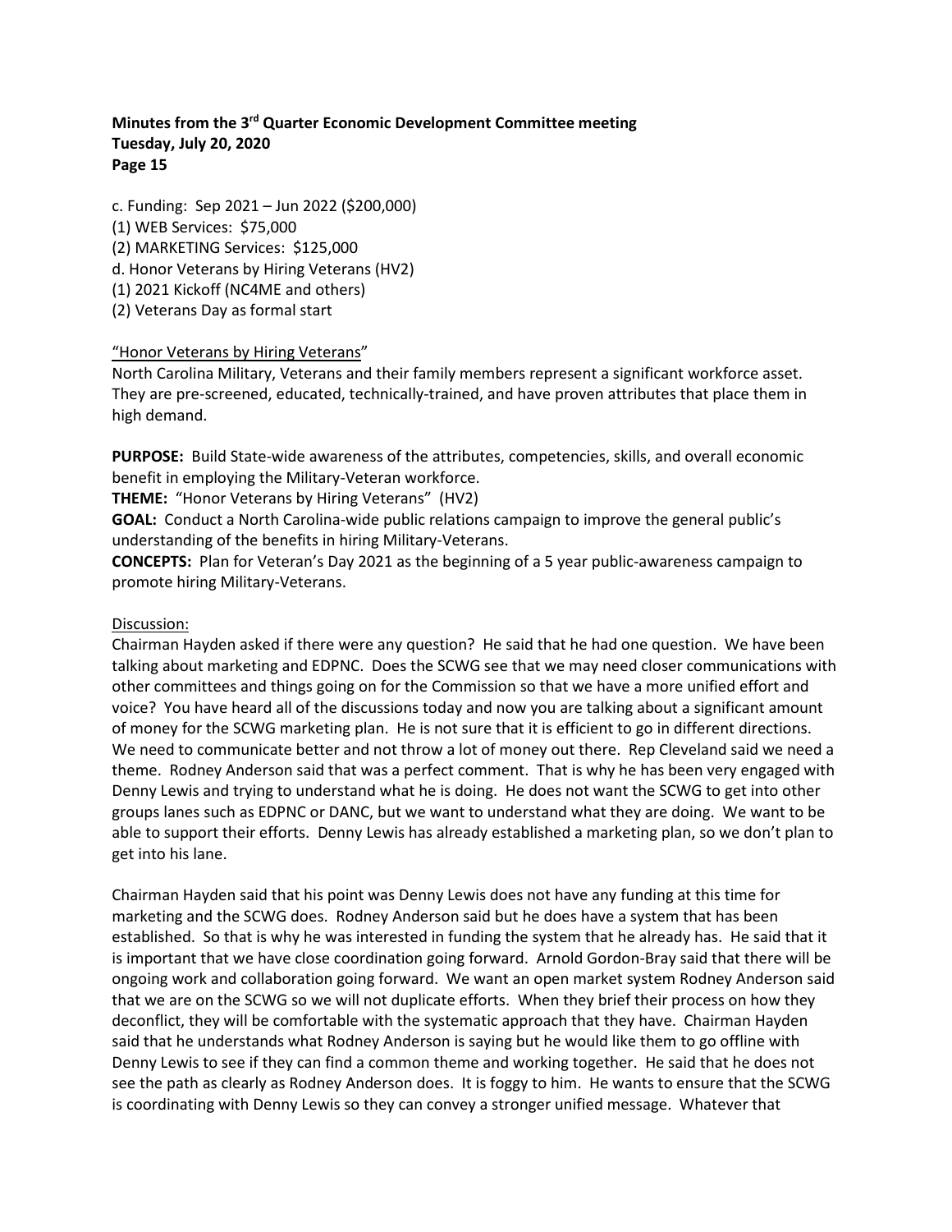c. Funding: Sep 2021 – Jun 2022 ($200,000)
(1) WEB Services: $75,000
(2) MARKETING Services: $125,000
d. Honor Veterans by Hiring Veterans (HV2)
(1) 2021 Kickoff (NC4ME and others)
(2) Veterans Day as formal start

"Honor Veterans by Hiring Veterans"
North Carolina Military, Veterans and their family members represent a significant workforce asset. They are pre-screened, educated, technically-trained, and have proven attributes that place them in high demand.

**PURPOSE:** Build State-wide awareness of the attributes, competencies, skills, and overall economic benefit in employing the Military-Veteran workforce.
**THEME:** "Honor Veterans by Hiring Veterans" (HV2)
**GOAL:** Conduct a North Carolina-wide public relations campaign to improve the general public's understanding of the benefits in hiring Military-Veterans.
**CONCEPTS:** Plan for Veteran's Day 2021 as the beginning of a 5 year public-awareness campaign to promote hiring Military-Veterans.

Discussion:
Chairman Hayden asked if there were any question? He said that he had one question. We have been talking about marketing and EDPNC. Does the SCWG see that we may need closer communications with other committees and things going on for the Commission so that we have a more unified effort and voice? You have heard all of the discussions today and now you are talking about a significant amount of money for the SCWG marketing plan. He is not sure that it is efficient to go in different directions. We need to communicate better and not throw a lot of money out there. Rep Cleveland said we need a theme. Rodney Anderson said that was a perfect comment. That is why he has been very engaged with Denny Lewis and trying to understand what he is doing. He does not want the SCWG to get into other groups lanes such as EDPNC or DANC, but we want to understand what they are doing. We want to be able to support their efforts. Denny Lewis has already established a marketing plan, so we don't plan to get into his lane.

Chairman Hayden said that his point was Denny Lewis does not have any funding at this time for marketing and the SCWG does. Rodney Anderson said but he does have a system that has been established. So that is why he was interested in funding the system that he already has. He said that it is important that we have close coordination going forward. Arnold Gordon-Bray said that there will be ongoing work and collaboration going forward. We want an open market system Rodney Anderson said that we are on the SCWG so we will not duplicate efforts. When they brief their process on how they deconflict, they will be comfortable with the systematic approach that they have. Chairman Hayden said that he understands what Rodney Anderson is saying but he would like them to go offline with Denny Lewis to see if they can find a common theme and working together. He said that he does not see the path as clearly as Rodney Anderson does. It is foggy to him. He wants to ensure that the SCWG is coordinating with Denny Lewis so they can convey a stronger unified message. Whatever that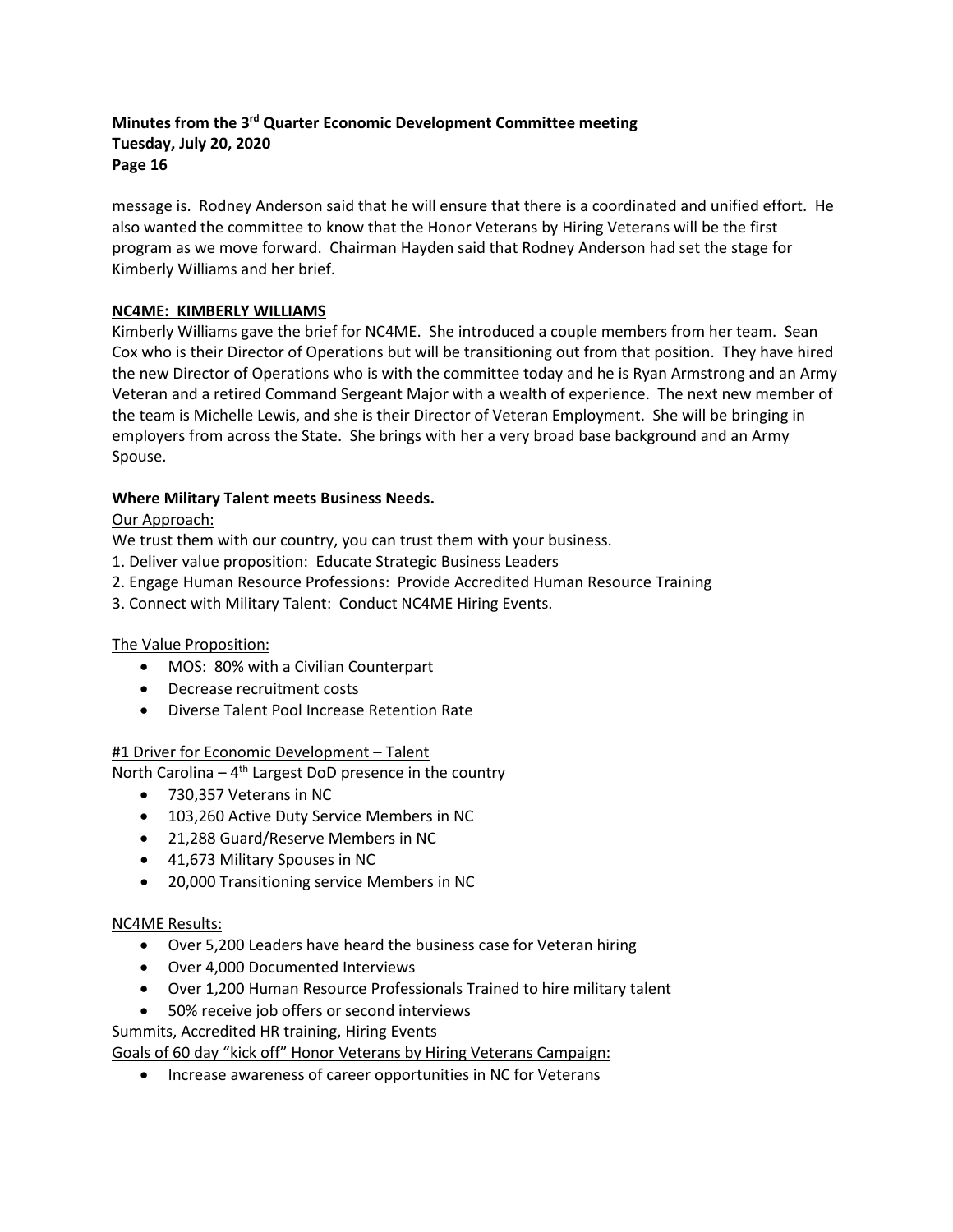message is. Rodney Anderson said that he will ensure that there is a coordinated and unified effort. He also wanted the committee to know that the Honor Veterans by Hiring Veterans will be the first program as we move forward. Chairman Hayden said that Rodney Anderson had set the stage for Kimberly Williams and her brief.

**NC4ME: KIMBERLY WILLIAMS**

Kimberly Williams gave the brief for NC4ME. She introduced a couple members from her team. Sean Cox who is their Director of Operations but will be transitioning out from that position. They have hired the new Director of Operations who is with the committee today and he is Ryan Armstrong and an Army Veteran and a retired Command Sergeant Major with a wealth of experience. The next new member of the team is Michelle Lewis, and she is their Director of Veteran Employment. She will be bringing in employers from across the State. She brings with her a very broad base background and an Army Spouse.

**Where Military Talent meets Business Needs.**

Our Approach:

We trust them with our country, you can trust them with your business.

1. Deliver value proposition: Educate Strategic Business Leaders
2. Engage Human Resource Professions: Provide Accredited Human Resource Training
3. Connect with Military Talent: Conduct NC4ME Hiring Events.

The Value Proposition:

- MOS: 80% with a Civilian Counterpart
- Decrease recruitment costs
- Diverse Talent Pool Increase Retention Rate

#1 Driver for Economic Development – Talent

North Carolina – 4th Largest DoD presence in the country

- 730,357 Veterans in NC
- 103,260 Active Duty Service Members in NC
- 21,288 Guard/Reserve Members in NC
- 41,673 Military Spouses in NC
- 20,000 Transitioning service Members in NC

NC4ME Results:

- Over 5,200 Leaders have heard the business case for Veteran hiring
- Over 4,000 Documented Interviews
- Over 1,200 Human Resource Professionals Trained to hire military talent
- 50% receive job offers or second interviews

Summits, Accredited HR training, Hiring Events

Goals of 60 day "kick off" Honor Veterans by Hiring Veterans Campaign:

- Increase awareness of career opportunities in NC for Veterans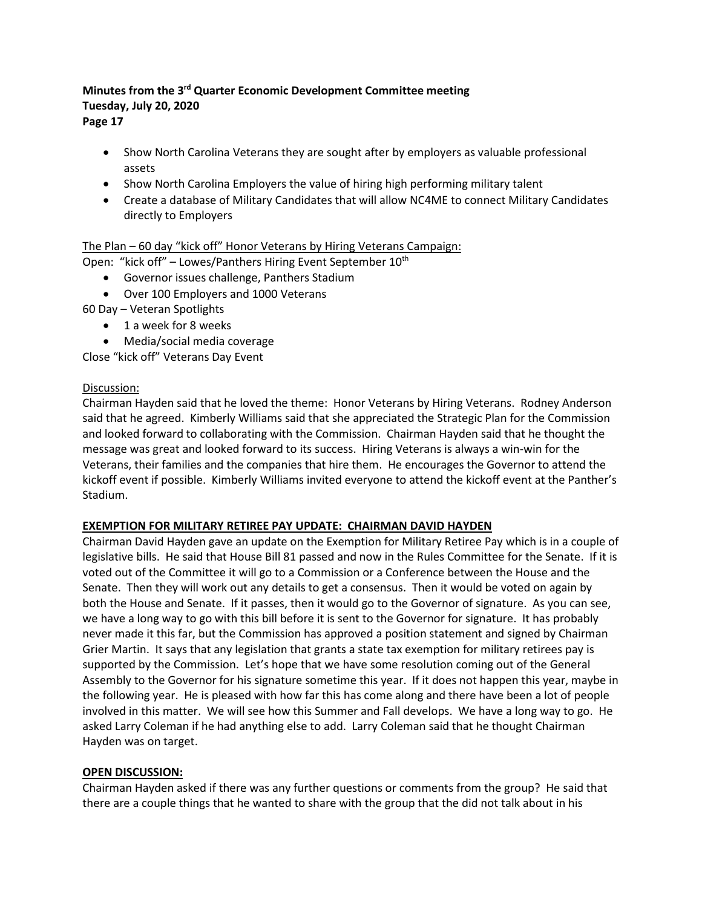- Show North Carolina Veterans they are sought after by employers as valuable professional assets
- Show North Carolina Employers the value of hiring high performing military talent
- Create a database of Military Candidates that will allow NC4ME to connect Military Candidates directly to Employers

<u>The Plan – 60 day "kick off" Honor Veterans by Hiring Veterans Campaign:</u>

Open: "kick off" – Lowes/Panthers Hiring Event September 10th

- Governor issues challenge, Panthers Stadium
- Over 100 Employers and 1000 Veterans

60 Day – Veteran Spotlights

- 1 a week for 8 weeks
- Media/social media coverage

Close "kick off" Veterans Day Event

<u>Discussion:</u>

Chairman Hayden said that he loved the theme: Honor Veterans by Hiring Veterans. Rodney Anderson said that he agreed. Kimberly Williams said that she appreciated the Strategic Plan for the Commission and looked forward to collaborating with the Commission. Chairman Hayden said that he thought the message was great and looked forward to its success. Hiring Veterans is always a win-win for the Veterans, their families and the companies that hire them. He encourages the Governor to attend the kickoff event if possible. Kimberly Williams invited everyone to attend the kickoff event at the Panther's Stadium.

**<u>EXEMPTION FOR MILITARY RETIREE PAY UPDATE: CHAIRMAN DAVID HAYDEN</u>**

Chairman David Hayden gave an update on the Exemption for Military Retiree Pay which is in a couple of legislative bills. He said that House Bill 81 passed and now in the Rules Committee for the Senate. If it is voted out of the Committee it will go to a Commission or a Conference between the House and the Senate. Then they will work out any details to get a consensus. Then it would be voted on again by both the House and Senate. If it passes, then it would go to the Governor of signature. As you can see, we have a long way to go with this bill before it is sent to the Governor for signature. It has probably never made it this far, but the Commission has approved a position statement and signed by Chairman Grier Martin. It says that any legislation that grants a state tax exemption for military retirees pay is supported by the Commission. Let's hope that we have some resolution coming out of the General Assembly to the Governor for his signature sometime this year. If it does not happen this year, maybe in the following year. He is pleased with how far this has come along and there have been a lot of people involved in this matter. We will see how this Summer and Fall develops. We have a long way to go. He asked Larry Coleman if he had anything else to add. Larry Coleman said that he thought Chairman Hayden was on target.

**<u>OPEN DISCUSSION:</u>**

Chairman Hayden asked if there was any further questions or comments from the group? He said that there are a couple things that he wanted to share with the group that the did not talk about in his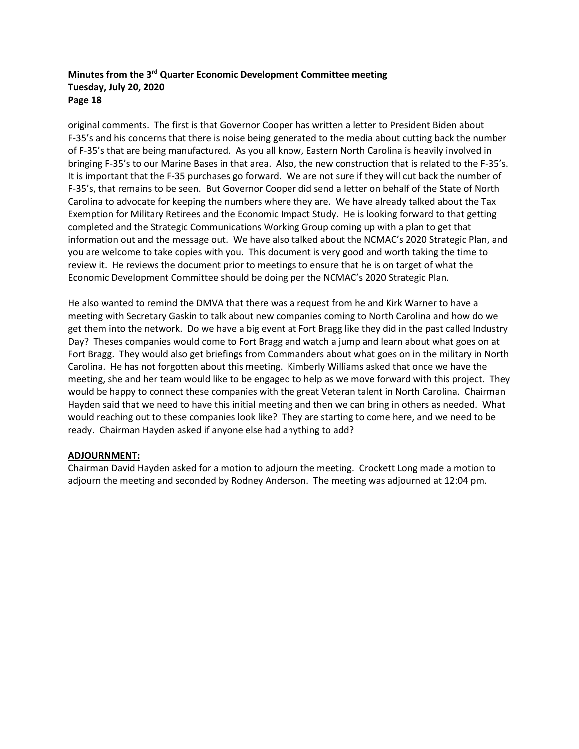original comments. The first is that Governor Cooper has written a letter to President Biden about F-35's and his concerns that there is noise being generated to the media about cutting back the number of F-35's that are being manufactured. As you all know, Eastern North Carolina is heavily involved in bringing F-35's to our Marine Bases in that area. Also, the new construction that is related to the F-35's. It is important that the F-35 purchases go forward. We are not sure if they will cut back the number of F-35's, that remains to be seen. But Governor Cooper did send a letter on behalf of the State of North Carolina to advocate for keeping the numbers where they are. We have already talked about the Tax Exemption for Military Retirees and the Economic Impact Study. He is looking forward to that getting completed and the Strategic Communications Working Group coming up with a plan to get that information out and the message out. We have also talked about the NCMAC's 2020 Strategic Plan, and you are welcome to take copies with you. This document is very good and worth taking the time to review it. He reviews the document prior to meetings to ensure that he is on target of what the Economic Development Committee should be doing per the NCMAC's 2020 Strategic Plan.

He also wanted to remind the DMVA that there was a request from he and Kirk Warner to have a meeting with Secretary Gaskin to talk about new companies coming to North Carolina and how do we get them into the network. Do we have a big event at Fort Bragg like they did in the past called Industry Day? Theses companies would come to Fort Bragg and watch a jump and learn about what goes on at Fort Bragg. They would also get briefings from Commanders about what goes on in the military in North Carolina. He has not forgotten about this meeting. Kimberly Williams asked that once we have the meeting, she and her team would like to be engaged to help as we move forward with this project. They would be happy to connect these companies with the great Veteran talent in North Carolina. Chairman Hayden said that we need to have this initial meeting and then we can bring in others as needed. What would reaching out to these companies look like? They are starting to come here, and we need to be ready. Chairman Hayden asked if anyone else had anything to add?

**ADJOURNMENT:**

Chairman David Hayden asked for a motion to adjourn the meeting. Crockett Long made a motion to adjourn the meeting and seconded by Rodney Anderson. The meeting was adjourned at 12:04 pm.